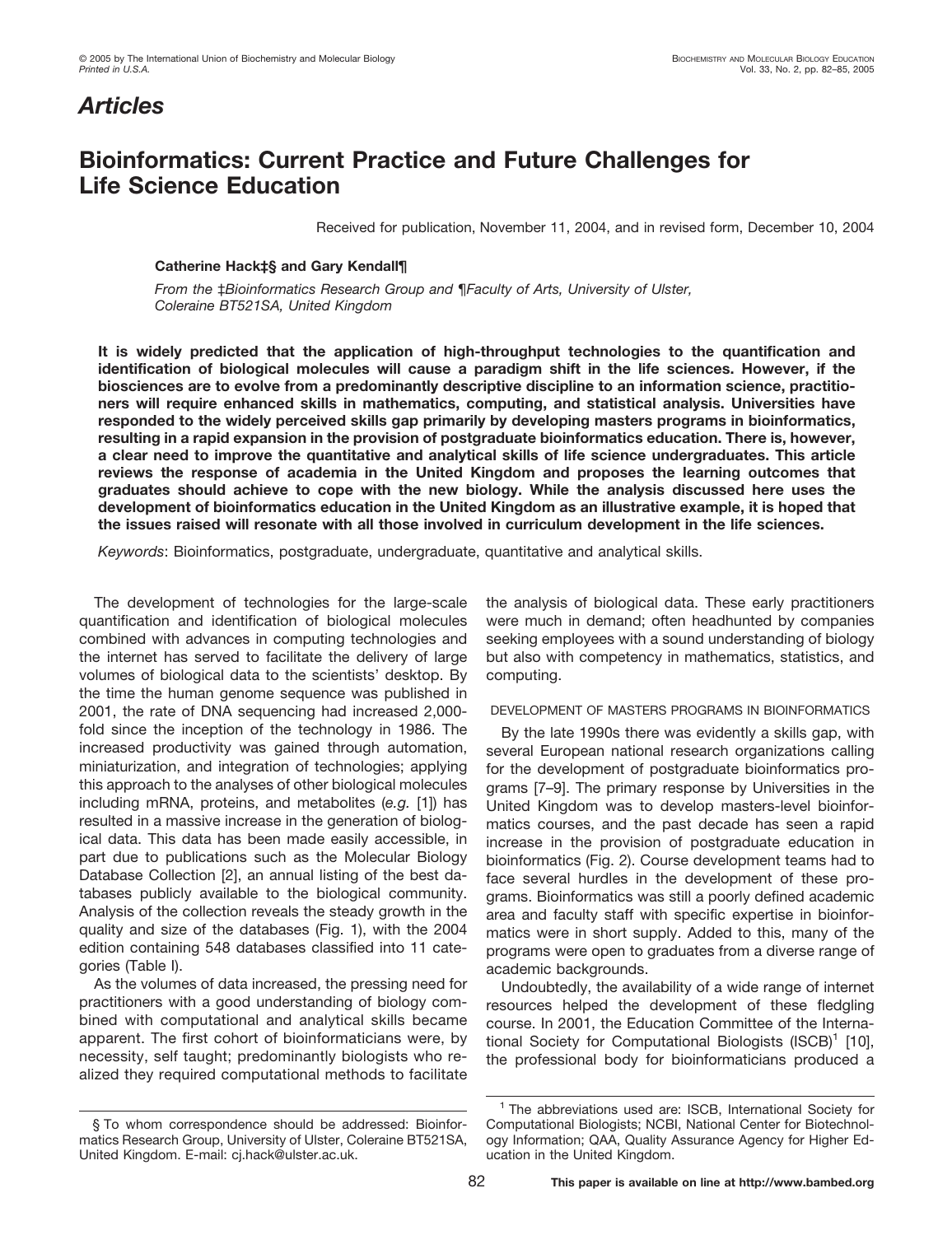## Articles

# Bioinformatics: Current Practice and Future Challenges for Life Science Education

Received for publication, November 11, 2004, and in revised form, December 10, 2004

**Catherine Hack‡§ and Gary Kendall¶**

*From the ‡Bioinformatics Research Group and ¶Faculty of Arts, University of Ulster, Coleraine BT521SA, United Kingdom*

**It is widely predicted that the application of high-throughput technologies to the quantification and identification of biological molecules will cause a paradigm shift in the life sciences. However, if the biosciences are to evolve from a predominantly descriptive discipline to an information science, practitioners will require enhanced skills in mathematics, computing, and statistical analysis. Universities have responded to the widely perceived skills gap primarily by developing masters programs in bioinformatics, resulting in a rapid expansion in the provision of postgraduate bioinformatics education. There is, however, a clear need to improve the quantitative and analytical skills of life science undergraduates. This article reviews the response of academia in the United Kingdom and proposes the learning outcomes that graduates should achieve to cope with the new biology. While the analysis discussed here uses the development of bioinformatics education in the United Kingdom as an illustrative example, it is hoped that the issues raised will resonate with all those involved in curriculum development in the life sciences.**

*Keywords*: Bioinformatics, postgraduate, undergraduate, quantitative and analytical skills.

The development of technologies for the large-scale quantification and identification of biological molecules combined with advances in computing technologies and the internet has served to facilitate the delivery of large volumes of biological data to the scientists' desktop. By the time the human genome sequence was published in 2001, the rate of DNA sequencing had increased 2,000-fold since the inception of the technology in 1986. The increased productivity was gained through automation, miniaturization, and integration of technologies; applying this approach to the analyses of other biological molecules including mRNA, proteins, and metabolites (*e.g.* [1]) has resulted in a massive increase in the generation of biological data. This data has been made easily accessible, in part due to publications such as the Molecular Biology Database Collection [2], an annual listing of the best databases publicly available to the biological community. Analysis of the collection reveals the steady growth in the quality and size of the databases (Fig. 1), with the 2004 edition containing 548 databases classified into 11 categories (Table I).

As the volumes of data increased, the pressing need for practitioners with a good understanding of biology combined with computational and analytical skills became apparent. The first cohort of bioinformaticians were, by necessity, self taught; predominantly biologists who realized they required computational methods to facilitate the analysis of biological data. These early practitioners were much in demand; often headhunted by companies seeking employees with a sound understanding of biology but also with competency in mathematics, statistics, and computing.

### DEVELOPMENT OF MASTERS PROGRAMS IN BIOINFORMATICS

By the late 1990s there was evidently a skills gap, with several European national research organizations calling for the development of postgraduate bioinformatics programs [7–9]. The primary response by Universities in the United Kingdom was to develop masters-level bioinformatics courses, and the past decade has seen a rapid increase in the provision of postgraduate education in bioinformatics (Fig. 2). Course development teams had to face several hurdles in the development of these programs. Bioinformatics was still a poorly defined academic area and faculty staff with specific expertise in bioinformatics were in short supply. Added to this, many of the programs were open to graduates from a diverse range of academic backgrounds.

Undoubtedly, the availability of a wide range of internet resources helped the development of these fledgling course. In 2001, the Education Committee of the International Society for Computational Biologists (ISCB)[1] [10], the professional body for bioinformaticians produced a

§ To whom correspondence should be addressed: Bioinformatics Research Group, University of Ulster, Coleraine BT521SA, United Kingdom. E-mail: cj.hack@ulster.ac.uk.

[1] The abbreviations used are: ISCB, International Society for Computational Biologists; NCBI, National Center for Biotechnology Information; QAA, Quality Assurance Agency for Higher Education in the United Kingdom.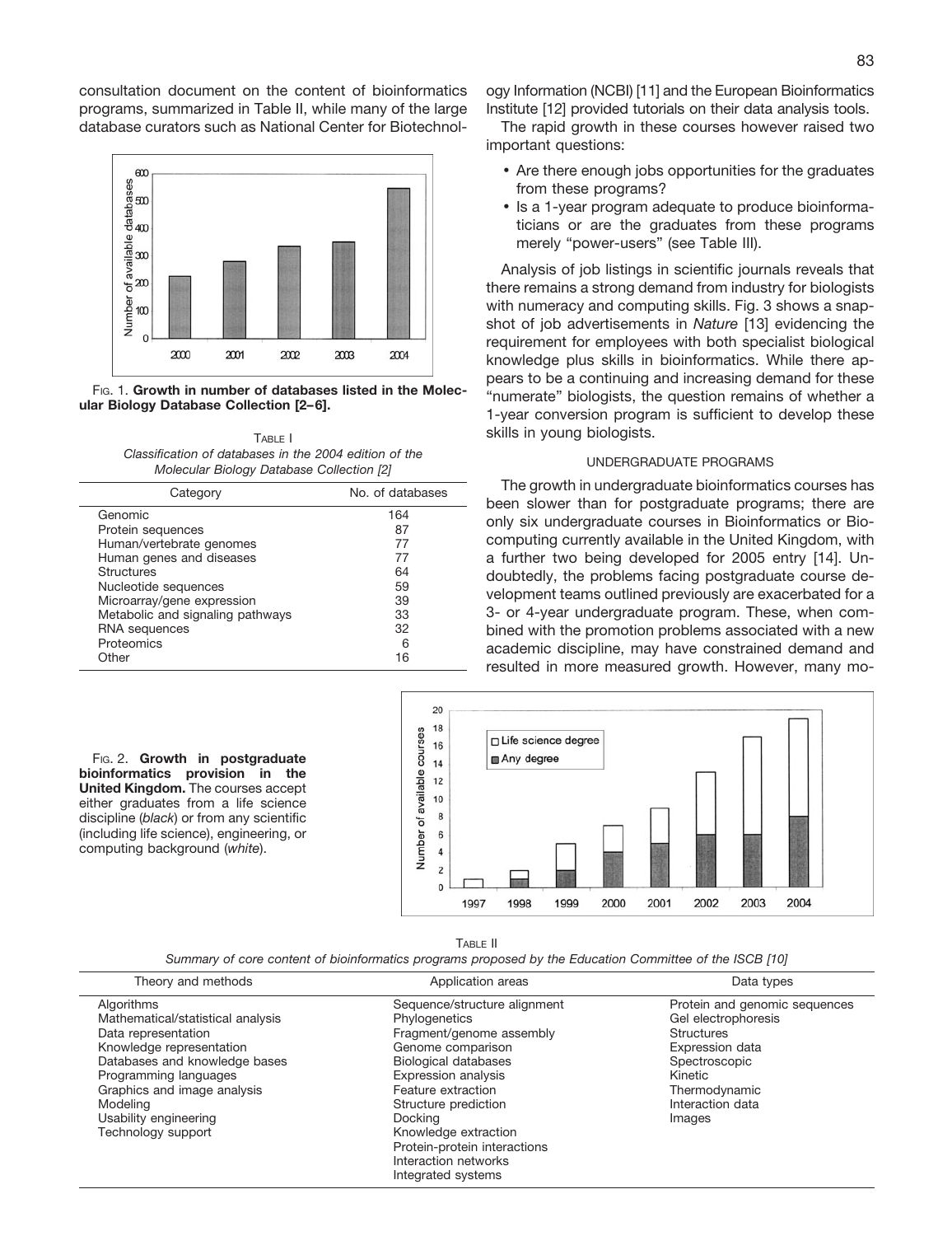consultation document on the content of bioinformatics programs, summarized in Table II, while many of the large database curators such as National Center for Biotechnology Information (NCBI) [11] and the European Bioinformatics Institute [12] provided tutorials on their data analysis tools.

FIG. 1. **Growth in number of databases listed in the Molecular Biology Database Collection [2–6].**

TABLE I
*Classification of databases in the 2004 edition of the Molecular Biology Database Collection [2]*

| Category | No. of databases |
|---|---|
| Genomic | 164 |
| Protein sequences | 87 |
| Human/vertebrate genomes | 77 |
| Human genes and diseases | 77 |
| Structures | 64 |
| Nucleotide sequences | 59 |
| Microarray/gene expression | 39 |
| Metabolic and signaling pathways | 33 |
| RNA sequences | 32 |
| Proteomics | 6 |
| Other | 16 |

The rapid growth in these courses however raised two important questions:

- Are there enough jobs opportunities for the graduates from these programs?
- Is a 1-year program adequate to produce bioinformaticians or are the graduates from these programs merely "power-users" (see Table III).

Analysis of job listings in scientific journals reveals that there remains a strong demand from industry for biologists with numeracy and computing skills. Fig. 3 shows a snapshot of job advertisements in *Nature* [13] evidencing the requirement for employees with both specialist biological knowledge plus skills in bioinformatics. While there appears to be a continuing and increasing demand for these "numerate" biologists, the question remains of whether a 1-year conversion program is sufficient to develop these skills in young biologists.

## UNDERGRADUATE PROGRAMS

The growth in undergraduate bioinformatics courses has been slower than for postgraduate programs; there are only six undergraduate courses in Bioinformatics or Biocomputing currently available in the United Kingdom, with a further two being developed for 2005 entry [14]. Undoubtedly, the problems facing postgraduate course development teams outlined previously are exacerbated for a 3- or 4-year undergraduate program. These, when combined with the promotion problems associated with a new academic discipline, may have constrained demand and resulted in more measured growth. However, many mo-

FIG. 2. **Growth in postgraduate bioinformatics provision in the United Kingdom.** The courses accept either graduates from a life science discipline (*black*) or from any scientific (including life science), engineering, or computing background (*white*).

TABLE II
*Summary of core content of bioinformatics programs proposed by the Education Committee of the ISCB [10]*

| Theory and methods | Application areas | Data types |
|---|---|---|
| Algorithms | Sequence/structure alignment | Protein and genomic sequences |
| Mathematical/statistical analysis | Phylogenetics | Gel electrophoresis |
| Data representation | Fragment/genome assembly | Structures |
| Knowledge representation | Genome comparison | Expression data |
| Databases and knowledge bases | Biological databases | Spectroscopic |
| Programming languages | Expression analysis | Kinetic |
| Graphics and image analysis | Feature extraction | Thermodynamic |
| Modeling | Structure prediction | Interaction data |
| Usability engineering | Docking | Images |
| Technology support | Knowledge extraction | |
| | Protein-protein interactions | |
| | Interaction networks | |
| | Integrated systems | |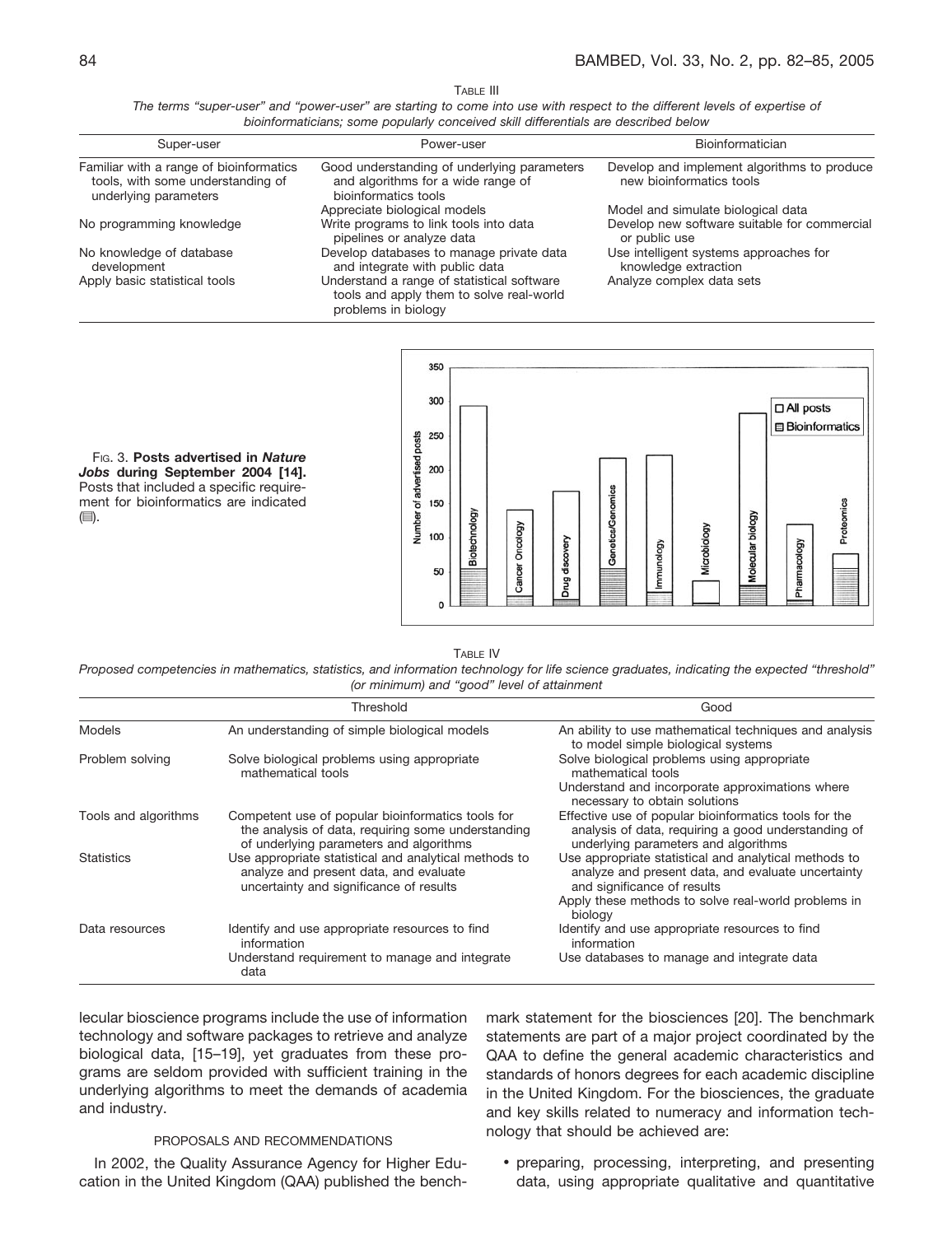TABLE III

*The terms "super-user" and "power-user" are starting to come into use with respect to the different levels of expertise of bioinformaticians; some popularly conceived skill differentials are described below*

| Super-user | Power-user | Bioinformatician |
|---|---|---|
| Familiar with a range of bioinformatics tools, with some understanding of underlying parameters | Good understanding of underlying parameters and algorithms for a wide range of bioinformatics tools | Develop and implement algorithms to produce new bioinformatics tools |
| | Appreciate biological models | Model and simulate biological data |
| No programming knowledge | Write programs to link tools into data pipelines or analyze data | Develop new software suitable for commercial or public use |
| No knowledge of database development | Develop databases to manage private data and integrate with public data | Use intelligent systems approaches for knowledge extraction |
| Apply basic statistical tools | Understand a range of statistical software tools and apply them to solve real-world problems in biology | Analyze complex data sets |

FIG. 3. **Posts advertised in *Nature Jobs* during September 2004 [14].** Posts that included a specific requirement for bioinformatics are indicated (▤).

TABLE IV

*Proposed competencies in mathematics, statistics, and information technology for life science graduates, indicating the expected "threshold" (or minimum) and "good" level of attainment*

| | Threshold | Good |
|---|---|---|
| Models | An understanding of simple biological models | An ability to use mathematical techniques and analysis to model simple biological systems |
| Problem solving | Solve biological problems using appropriate mathematical tools | Solve biological problems using appropriate mathematical tools<br>Understand and incorporate approximations where necessary to obtain solutions |
| Tools and algorithms | Competent use of popular bioinformatics tools for the analysis of data, requiring some understanding of underlying parameters and algorithms | Effective use of popular bioinformatics tools for the analysis of data, requiring a good understanding of underlying parameters and algorithms |
| Statistics | Use appropriate statistical and analytical methods to analyze and present data, and evaluate uncertainty and significance of results | Use appropriate statistical and analytical methods to analyze and present data, and evaluate uncertainty and significance of results<br>Apply these methods to solve real-world problems in biology |
| Data resources | Identify and use appropriate resources to find information<br>Understand requirement to manage and integrate data | Identify and use appropriate resources to find information<br>Use databases to manage and integrate data |

lecular bioscience programs include the use of information technology and software packages to retrieve and analyze biological data, [15–19], yet graduates from these programs are seldom provided with sufficient training in the underlying algorithms to meet the demands of academia and industry.

## PROPOSALS AND RECOMMENDATIONS

In 2002, the Quality Assurance Agency for Higher Education in the United Kingdom (QAA) published the benchmark statement for the biosciences [20]. The benchmark statements are part of a major project coordinated by the QAA to define the general academic characteristics and standards of honors degrees for each academic discipline in the United Kingdom. For the biosciences, the graduate and key skills related to numeracy and information technology that should be achieved are:

- preparing, processing, interpreting, and presenting data, using appropriate qualitative and quantitative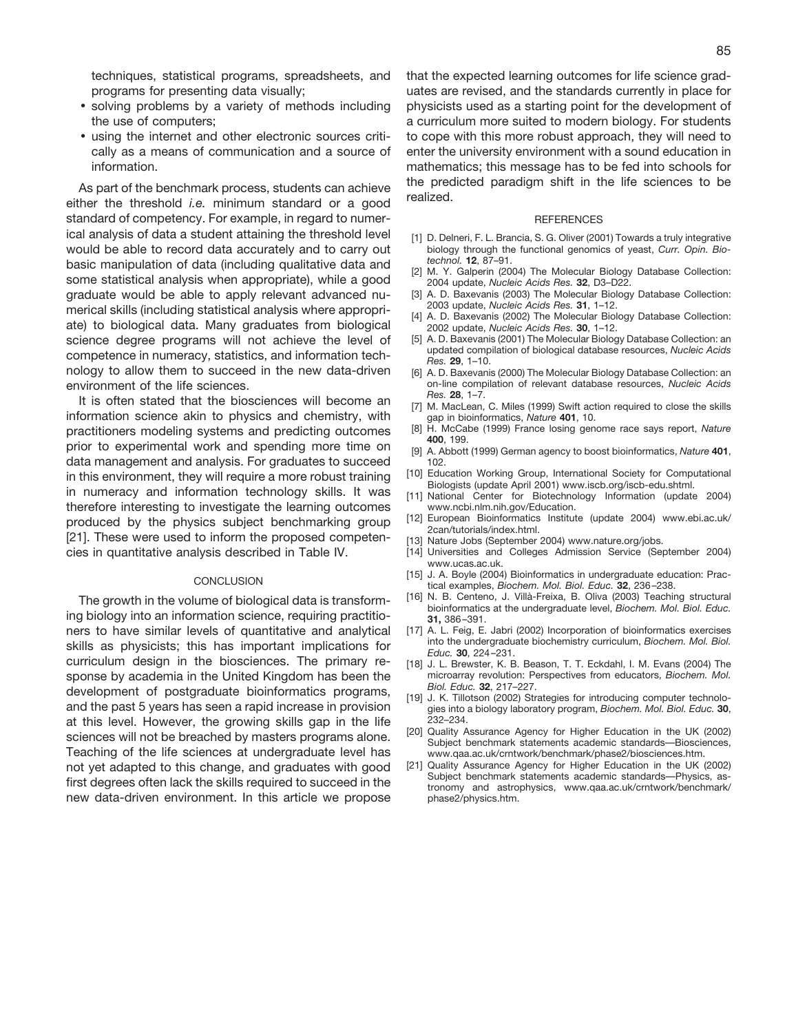techniques, statistical programs, spreadsheets, and programs for presenting data visually;

- solving problems by a variety of methods including the use of computers;
- using the internet and other electronic sources critically as a means of communication and a source of information.

As part of the benchmark process, students can achieve either the threshold *i.e.* minimum standard or a good standard of competency. For example, in regard to numerical analysis of data a student attaining the threshold level would be able to record data accurately and to carry out basic manipulation of data (including qualitative data and some statistical analysis when appropriate), while a good graduate would be able to apply relevant advanced numerical skills (including statistical analysis where appropriate) to biological data. Many graduates from biological science degree programs will not achieve the level of competence in numeracy, statistics, and information technology to allow them to succeed in the new data-driven environment of the life sciences.

It is often stated that the biosciences will become an information science akin to physics and chemistry, with practitioners modeling systems and predicting outcomes prior to experimental work and spending more time on data management and analysis. For graduates to succeed in this environment, they will require a more robust training in numeracy and information technology skills. It was therefore interesting to investigate the learning outcomes produced by the physics subject benchmarking group [21]. These were used to inform the proposed competencies in quantitative analysis described in Table IV.

## CONCLUSION

The growth in the volume of biological data is transforming biology into an information science, requiring practitioners to have similar levels of quantitative and analytical skills as physicists; this has important implications for curriculum design in the biosciences. The primary response by academia in the United Kingdom has been the development of postgraduate bioinformatics programs, and the past 5 years has seen a rapid increase in provision at this level. However, the growing skills gap in the life sciences will not be breached by masters programs alone. Teaching of the life sciences at undergraduate level has not yet adapted to this change, and graduates with good first degrees often lack the skills required to succeed in the new data-driven environment. In this article we propose that the expected learning outcomes for life science graduates are revised, and the standards currently in place for physicists used as a starting point for the development of a curriculum more suited to modern biology. For students to cope with this more robust approach, they will need to enter the university environment with a sound education in mathematics; this message has to be fed into schools for the predicted paradigm shift in the life sciences to be realized.

## REFERENCES

[1] D. Delneri, F. L. Brancia, S. G. Oliver (2001) Towards a truly integrative biology through the functional genomics of yeast, *Curr. Opin. Biotechnol.* **12**, 87–91.

[2] M. Y. Galperin (2004) The Molecular Biology Database Collection: 2004 update, *Nucleic Acids Res.* **32**, D3–D22.

[3] A. D. Baxevanis (2003) The Molecular Biology Database Collection: 2003 update, *Nucleic Acids Res.* **31**, 1–12.

[4] A. D. Baxevanis (2002) The Molecular Biology Database Collection: 2002 update, *Nucleic Acids Res.* **30**, 1–12.

[5] A. D. Baxevanis (2001) The Molecular Biology Database Collection: an updated compilation of biological database resources, *Nucleic Acids Res.* **29**, 1–10.

[6] A. D. Baxevanis (2000) The Molecular Biology Database Collection: an on-line compilation of relevant database resources, *Nucleic Acids Res.* **28**, 1–7.

[7] M. MacLean, C. Miles (1999) Swift action required to close the skills gap in bioinformatics, *Nature* **401**, 10.

[8] H. McCabe (1999) France losing genome race says report, *Nature* **400**, 199.

[9] A. Abbott (1999) German agency to boost bioinformatics, *Nature* **401**, 102.

[10] Education Working Group, International Society for Computational Biologists (update April 2001) www.iscb.org/iscb-edu.shtml.

[11] National Center for Biotechnology Information (update 2004) www.ncbi.nlm.nih.gov/Education.

[12] European Bioinformatics Institute (update 2004) www.ebi.ac.uk/2can/tutorials/index.html.

[13] Nature Jobs (September 2004) www.nature.org/jobs.

[14] Universities and Colleges Admission Service (September 2004) www.ucas.ac.uk.

[15] J. A. Boyle (2004) Bioinformatics in undergraduate education: Practical examples, *Biochem. Mol. Biol. Educ.* **32**, 236–238.

[16] N. B. Centeno, J. Villà-Freixa, B. Oliva (2003) Teaching structural bioinformatics at the undergraduate level, *Biochem. Mol. Biol. Educ.* **31,** 386–391.

[17] A. L. Feig, E. Jabri (2002) Incorporation of bioinformatics exercises into the undergraduate biochemistry curriculum, *Biochem. Mol. Biol. Educ.* **30**, 224–231.

[18] J. L. Brewster, K. B. Beason, T. T. Eckdahl, I. M. Evans (2004) The microarray revolution: Perspectives from educators, *Biochem. Mol. Biol. Educ.* **32**, 217–227.

[19] J. K. Tillotson (2002) Strategies for introducing computer technologies into a biology laboratory program, *Biochem. Mol. Biol. Educ.* **30**, 232–234.

[20] Quality Assurance Agency for Higher Education in the UK (2002) Subject benchmark statements academic standards—Biosciences, www.qaa.ac.uk/crntwork/benchmark/phase2/biosciences.htm.

[21] Quality Assurance Agency for Higher Education in the UK (2002) Subject benchmark statements academic standards—Physics, astronomy and astrophysics, www.qaa.ac.uk/crntwork/benchmark/phase2/physics.htm.